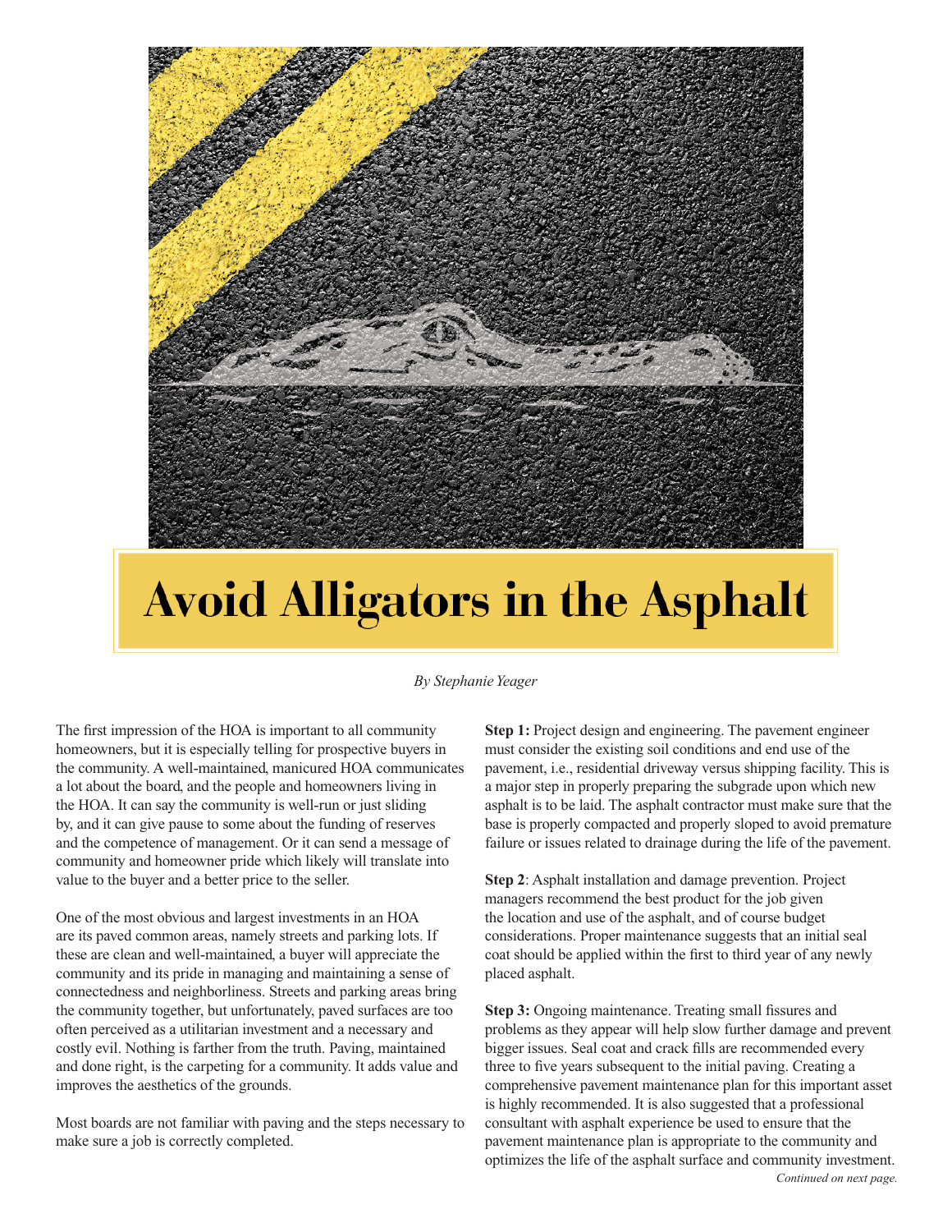# Avoid Alligators in the Asphalt

*By Stephanie Yeager*

The first impression of the HOA is important to all community homeowners, but it is especially telling for prospective buyers in the community. A well-maintained, manicured HOA communicates a lot about the board, and the people and homeowners living in the HOA. It can say the community is well-run or just sliding by, and it can give pause to some about the funding of reserves and the competence of management. Or it can send a message of community and homeowner pride which likely will translate into value to the buyer and a better price to the seller.

One of the most obvious and largest investments in an HOA are its paved common areas, namely streets and parking lots. If these are clean and well-maintained, a buyer will appreciate the community and its pride in managing and maintaining a sense of connectedness and neighborliness. Streets and parking areas bring the community together, but unfortunately, paved surfaces are too often perceived as a utilitarian investment and a necessary and costly evil. Nothing is farther from the truth. Paving, maintained and done right, is the carpeting for a community. It adds value and improves the aesthetics of the grounds.

Most boards are not familiar with paving and the steps necessary to make sure a job is correctly completed.

**Step 1:** Project design and engineering. The pavement engineer must consider the existing soil conditions and end use of the pavement, i.e., residential driveway versus shipping facility. This is a major step in properly preparing the subgrade upon which new asphalt is to be laid. The asphalt contractor must make sure that the base is properly compacted and properly sloped to avoid premature failure or issues related to drainage during the life of the pavement.

**Step 2**: Asphalt installation and damage prevention. Project managers recommend the best product for the job given the location and use of the asphalt, and of course budget considerations. Proper maintenance suggests that an initial seal coat should be applied within the first to third year of any newly placed asphalt.

**Step 3:** Ongoing maintenance. Treating small fissures and problems as they appear will help slow further damage and prevent bigger issues. Seal coat and crack fills are recommended every three to five years subsequent to the initial paving. Creating a comprehensive pavement maintenance plan for this important asset is highly recommended. It is also suggested that a professional consultant with asphalt experience be used to ensure that the pavement maintenance plan is appropriate to the community and optimizes the life of the asphalt surface and community investment.

*Continued on next page.*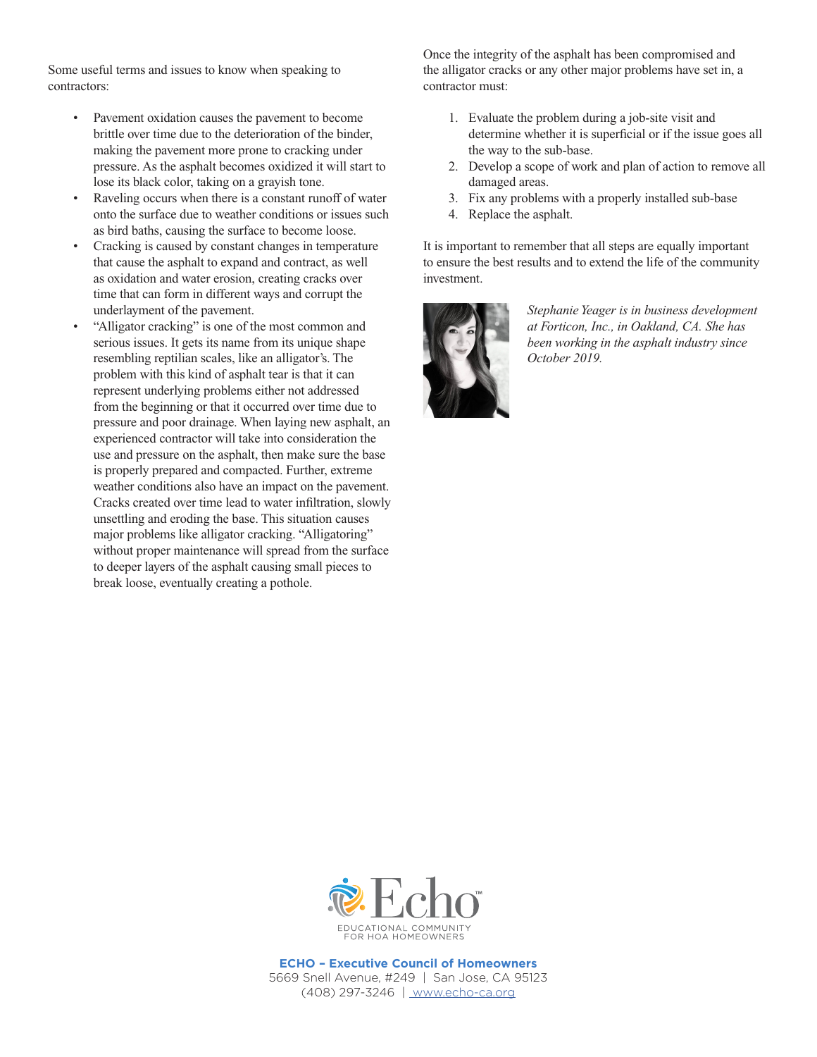Some useful terms and issues to know when speaking to contractors:

- Pavement oxidation causes the pavement to become brittle over time due to the deterioration of the binder, making the pavement more prone to cracking under pressure. As the asphalt becomes oxidized it will start to lose its black color, taking on a grayish tone.
- Raveling occurs when there is a constant runoff of water onto the surface due to weather conditions or issues such as bird baths, causing the surface to become loose.
- Cracking is caused by constant changes in temperature that cause the asphalt to expand and contract, as well as oxidation and water erosion, creating cracks over time that can form in different ways and corrupt the underlayment of the pavement.
- "Alligator cracking" is one of the most common and serious issues. It gets its name from its unique shape resembling reptilian scales, like an alligator's. The problem with this kind of asphalt tear is that it can represent underlying problems either not addressed from the beginning or that it occurred over time due to pressure and poor drainage. When laying new asphalt, an experienced contractor will take into consideration the use and pressure on the asphalt, then make sure the base is properly prepared and compacted. Further, extreme weather conditions also have an impact on the pavement. Cracks created over time lead to water infiltration, slowly unsettling and eroding the base. This situation causes major problems like alligator cracking. "Alligatoring" without proper maintenance will spread from the surface to deeper layers of the asphalt causing small pieces to break loose, eventually creating a pothole.

Once the integrity of the asphalt has been compromised and the alligator cracks or any other major problems have set in, a contractor must:

1. Evaluate the problem during a job-site visit and determine whether it is superficial or if the issue goes all the way to the sub-base.
2. Develop a scope of work and plan of action to remove all damaged areas.
3. Fix any problems with a properly installed sub-base
4. Replace the asphalt.

It is important to remember that all steps are equally important to ensure the best results and to extend the life of the community investment.

*Stephanie Yeager is in business development at Forticon, Inc., in Oakland, CA. She has been working in the asphalt industry since October 2019.*

Echo™
EDUCATIONAL COMMUNITY FOR HOA HOMEOWNERS

**ECHO – Executive Council of Homeowners**
5669 Snell Avenue, #249 | San Jose, CA 95123
(408) 297-3246 | www.echo-ca.org